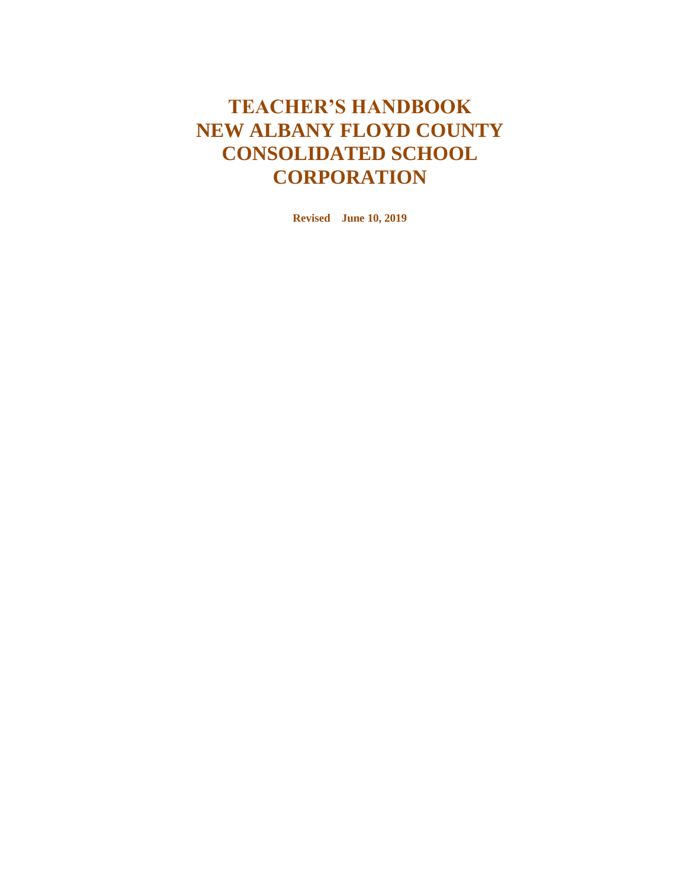# TEACHER'S HANDBOOK NEW ALBANY FLOYD COUNTY CONSOLIDATED SCHOOL CORPORATION

**Revised June 10, 2019**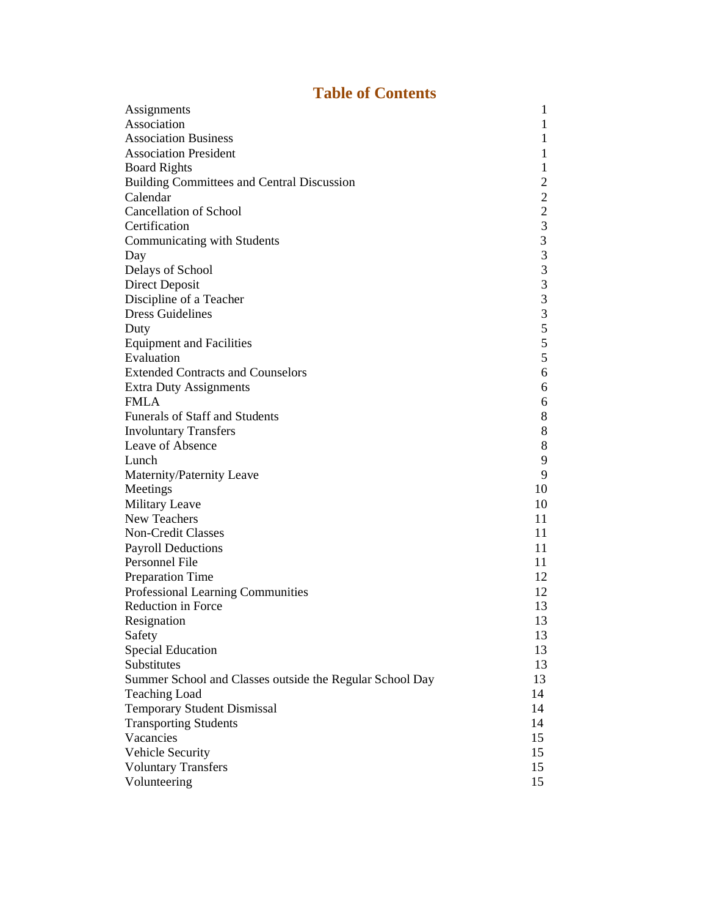# Table of Contents

| | |
|---|---|
| Assignments | 1 |
| Association | 1 |
| Association Business | 1 |
| Association President | 1 |
| Board Rights | 1 |
| Building Committees and Central Discussion | 2 |
| Calendar | 2 |
| Cancellation of School | 2 |
| Certification | 3 |
| Communicating with Students | 3 |
| Day | 3 |
| Delays of School | 3 |
| Direct Deposit | 3 |
| Discipline of a Teacher | 3 |
| Dress Guidelines | 3 |
| Duty | 5 |
| Equipment and Facilities | 5 |
| Evaluation | 5 |
| Extended Contracts and Counselors | 6 |
| Extra Duty Assignments | 6 |
| FMLA | 6 |
| Funerals of Staff and Students | 8 |
| Involuntary Transfers | 8 |
| Leave of Absence | 8 |
| Lunch | 9 |
| Maternity/Paternity Leave | 9 |
| Meetings | 10 |
| Military Leave | 10 |
| New Teachers | 11 |
| Non-Credit Classes | 11 |
| Payroll Deductions | 11 |
| Personnel File | 11 |
| Preparation Time | 12 |
| Professional Learning Communities | 12 |
| Reduction in Force | 13 |
| Resignation | 13 |
| Safety | 13 |
| Special Education | 13 |
| Substitutes | 13 |
| Summer School and Classes outside the Regular School Day | 13 |
| Teaching Load | 14 |
| Temporary Student Dismissal | 14 |
| Transporting Students | 14 |
| Vacancies | 15 |
| Vehicle Security | 15 |
| Voluntary Transfers | 15 |
| Volunteering | 15 |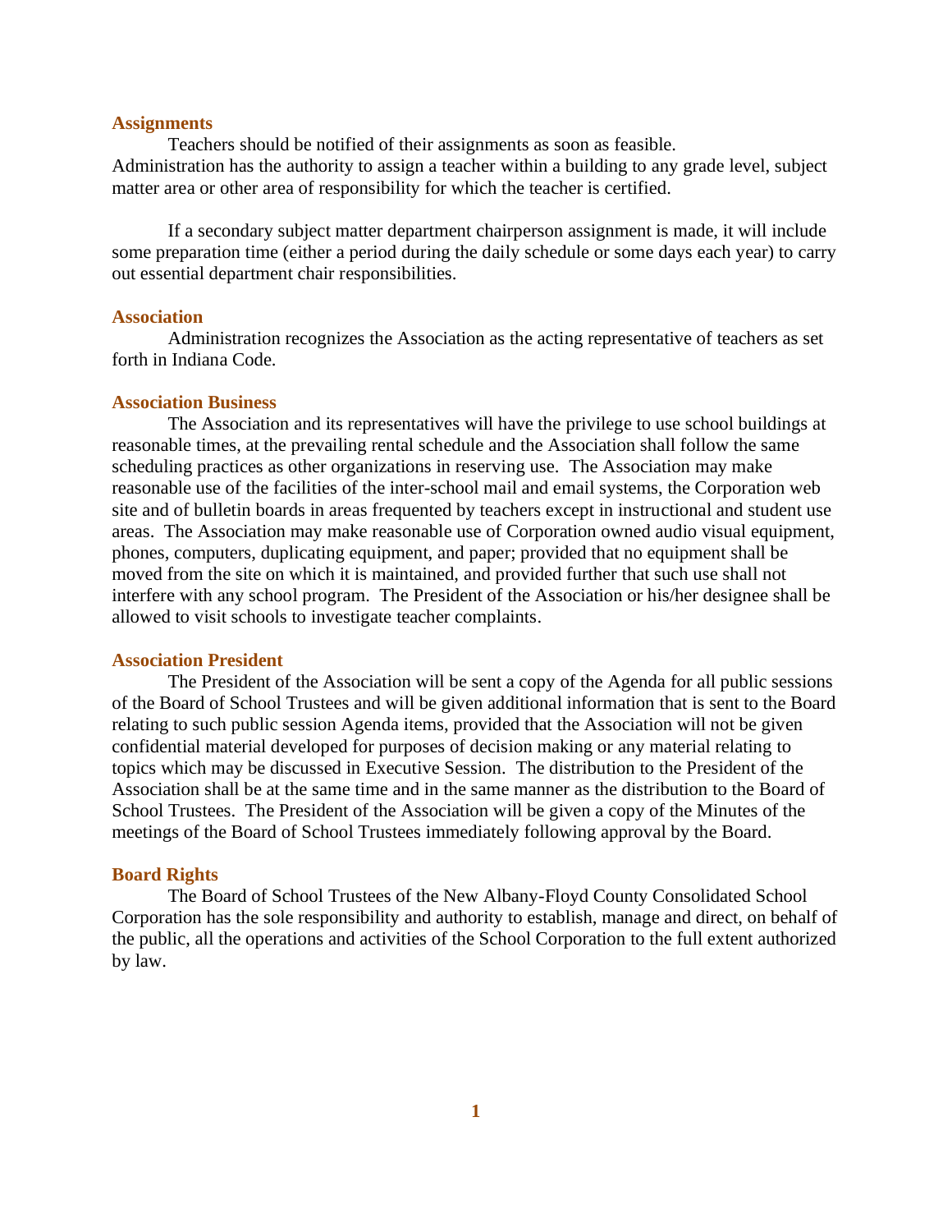### Assignments

Teachers should be notified of their assignments as soon as feasible. Administration has the authority to assign a teacher within a building to any grade level, subject matter area or other area of responsibility for which the teacher is certified.

If a secondary subject matter department chairperson assignment is made, it will include some preparation time (either a period during the daily schedule or some days each year) to carry out essential department chair responsibilities.

### Association

Administration recognizes the Association as the acting representative of teachers as set forth in Indiana Code.

### Association Business

The Association and its representatives will have the privilege to use school buildings at reasonable times, at the prevailing rental schedule and the Association shall follow the same scheduling practices as other organizations in reserving use. The Association may make reasonable use of the facilities of the inter-school mail and email systems, the Corporation web site and of bulletin boards in areas frequented by teachers except in instructional and student use areas. The Association may make reasonable use of Corporation owned audio visual equipment, phones, computers, duplicating equipment, and paper; provided that no equipment shall be moved from the site on which it is maintained, and provided further that such use shall not interfere with any school program. The President of the Association or his/her designee shall be allowed to visit schools to investigate teacher complaints.

### Association President

The President of the Association will be sent a copy of the Agenda for all public sessions of the Board of School Trustees and will be given additional information that is sent to the Board relating to such public session Agenda items, provided that the Association will not be given confidential material developed for purposes of decision making or any material relating to topics which may be discussed in Executive Session. The distribution to the President of the Association shall be at the same time and in the same manner as the distribution to the Board of School Trustees. The President of the Association will be given a copy of the Minutes of the meetings of the Board of School Trustees immediately following approval by the Board.

### Board Rights

The Board of School Trustees of the New Albany-Floyd County Consolidated School Corporation has the sole responsibility and authority to establish, manage and direct, on behalf of the public, all the operations and activities of the School Corporation to the full extent authorized by law.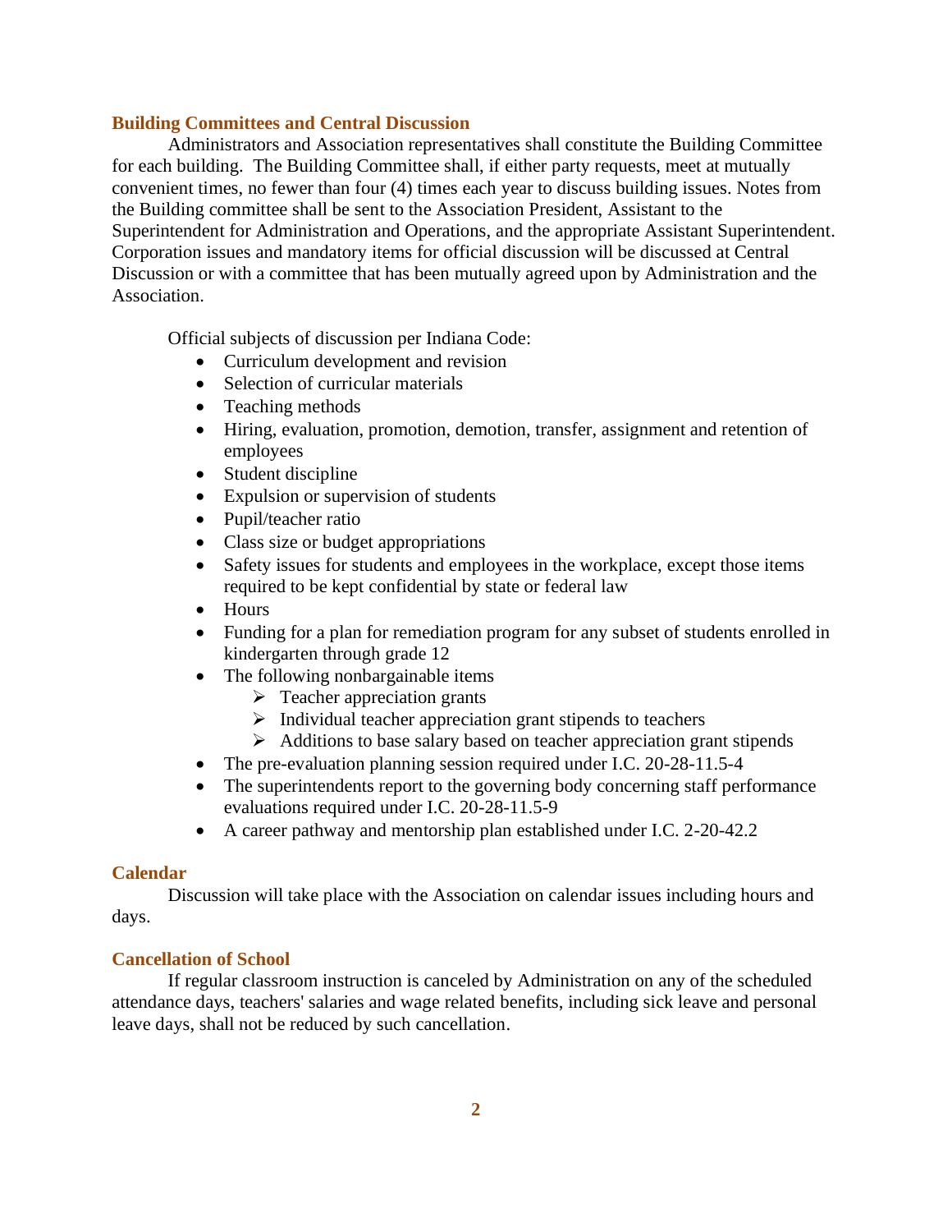## Building Committees and Central Discussion

Administrators and Association representatives shall constitute the Building Committee for each building. The Building Committee shall, if either party requests, meet at mutually convenient times, no fewer than four (4) times each year to discuss building issues. Notes from the Building committee shall be sent to the Association President, Assistant to the Superintendent for Administration and Operations, and the appropriate Assistant Superintendent. Corporation issues and mandatory items for official discussion will be discussed at Central Discussion or with a committee that has been mutually agreed upon by Administration and the Association.

Official subjects of discussion per Indiana Code:

- Curriculum development and revision
- Selection of curricular materials
- Teaching methods
- Hiring, evaluation, promotion, demotion, transfer, assignment and retention of employees
- Student discipline
- Expulsion or supervision of students
- Pupil/teacher ratio
- Class size or budget appropriations
- Safety issues for students and employees in the workplace, except those items required to be kept confidential by state or federal law
- Hours
- Funding for a plan for remediation program for any subset of students enrolled in kindergarten through grade 12
- The following nonbargainable items
    - Teacher appreciation grants
    - Individual teacher appreciation grant stipends to teachers
    - Additions to base salary based on teacher appreciation grant stipends
- The pre-evaluation planning session required under I.C. 20-28-11.5-4
- The superintendents report to the governing body concerning staff performance evaluations required under I.C. 20-28-11.5-9
- A career pathway and mentorship plan established under I.C. 2-20-42.2

## Calendar

Discussion will take place with the Association on calendar issues including hours and days.

## Cancellation of School

If regular classroom instruction is canceled by Administration on any of the scheduled attendance days, teachers' salaries and wage related benefits, including sick leave and personal leave days, shall not be reduced by such cancellation.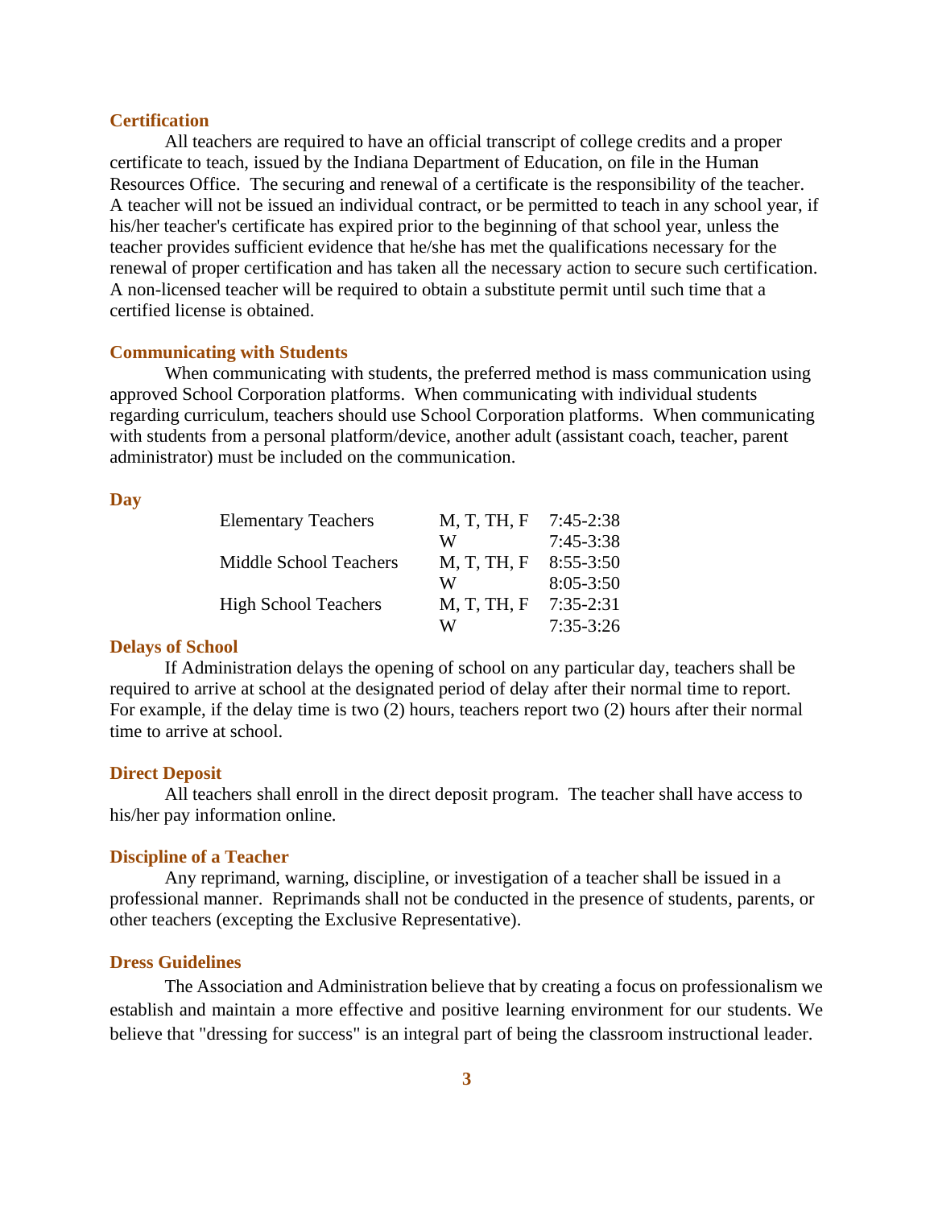### Certification

All teachers are required to have an official transcript of college credits and a proper certificate to teach, issued by the Indiana Department of Education, on file in the Human Resources Office. The securing and renewal of a certificate is the responsibility of the teacher. A teacher will not be issued an individual contract, or be permitted to teach in any school year, if his/her teacher's certificate has expired prior to the beginning of that school year, unless the teacher provides sufficient evidence that he/she has met the qualifications necessary for the renewal of proper certification and has taken all the necessary action to secure such certification. A non-licensed teacher will be required to obtain a substitute permit until such time that a certified license is obtained.

### Communicating with Students

When communicating with students, the preferred method is mass communication using approved School Corporation platforms. When communicating with individual students regarding curriculum, teachers should use School Corporation platforms. When communicating with students from a personal platform/device, another adult (assistant coach, teacher, parent administrator) must be included on the communication.

### Day

| | | |
|---|---|---|
| Elementary Teachers | M, T, TH, F | 7:45-2:38 |
| | W | 7:45-3:38 |
| Middle School Teachers | M, T, TH, F | 8:55-3:50 |
| | W | 8:05-3:50 |
| High School Teachers | M, T, TH, F | 7:35-2:31 |
| | W | 7:35-3:26 |

### Delays of School

If Administration delays the opening of school on any particular day, teachers shall be required to arrive at school at the designated period of delay after their normal time to report. For example, if the delay time is two (2) hours, teachers report two (2) hours after their normal time to arrive at school.

### Direct Deposit

All teachers shall enroll in the direct deposit program. The teacher shall have access to his/her pay information online.

### Discipline of a Teacher

Any reprimand, warning, discipline, or investigation of a teacher shall be issued in a professional manner. Reprimands shall not be conducted in the presence of students, parents, or other teachers (excepting the Exclusive Representative).

### Dress Guidelines

The Association and Administration believe that by creating a focus on professionalism we establish and maintain a more effective and positive learning environment for our students. We believe that "dressing for success" is an integral part of being the classroom instructional leader.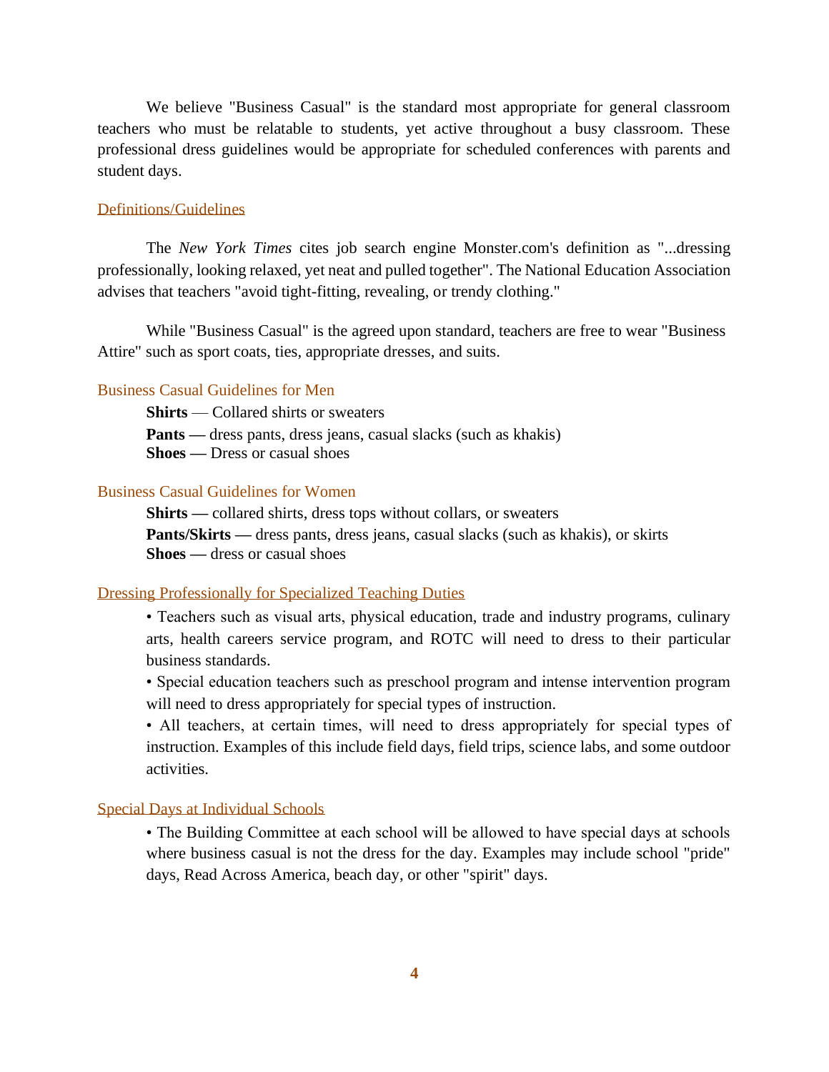We believe "Business Casual" is the standard most appropriate for general classroom teachers who must be relatable to students, yet active throughout a busy classroom. These professional dress guidelines would be appropriate for scheduled conferences with parents and student days.

## Definitions/Guidelines

The *New York Times* cites job search engine Monster.com's definition as "...dressing professionally, looking relaxed, yet neat and pulled together". The National Education Association advises that teachers "avoid tight-fitting, revealing, or trendy clothing."

While "Business Casual" is the agreed upon standard, teachers are free to wear "Business Attire" such as sport coats, ties, appropriate dresses, and suits.

### Business Casual Guidelines for Men

**Shirts** — Collared shirts or sweaters
**Pants —** dress pants, dress jeans, casual slacks (such as khakis)
**Shoes —** Dress or casual shoes

### Business Casual Guidelines for Women

**Shirts —** collared shirts, dress tops without collars, or sweaters
**Pants/Skirts —** dress pants, dress jeans, casual slacks (such as khakis), or skirts
**Shoes —** dress or casual shoes

## Dressing Professionally for Specialized Teaching Duties

- Teachers such as visual arts, physical education, trade and industry programs, culinary arts, health careers service program, and ROTC will need to dress to their particular business standards.
- Special education teachers such as preschool program and intense intervention program will need to dress appropriately for special types of instruction.
- All teachers, at certain times, will need to dress appropriately for special types of instruction. Examples of this include field days, field trips, science labs, and some outdoor activities.

## Special Days at Individual Schools

- The Building Committee at each school will be allowed to have special days at schools where business casual is not the dress for the day. Examples may include school "pride" days, Read Across America, beach day, or other "spirit" days.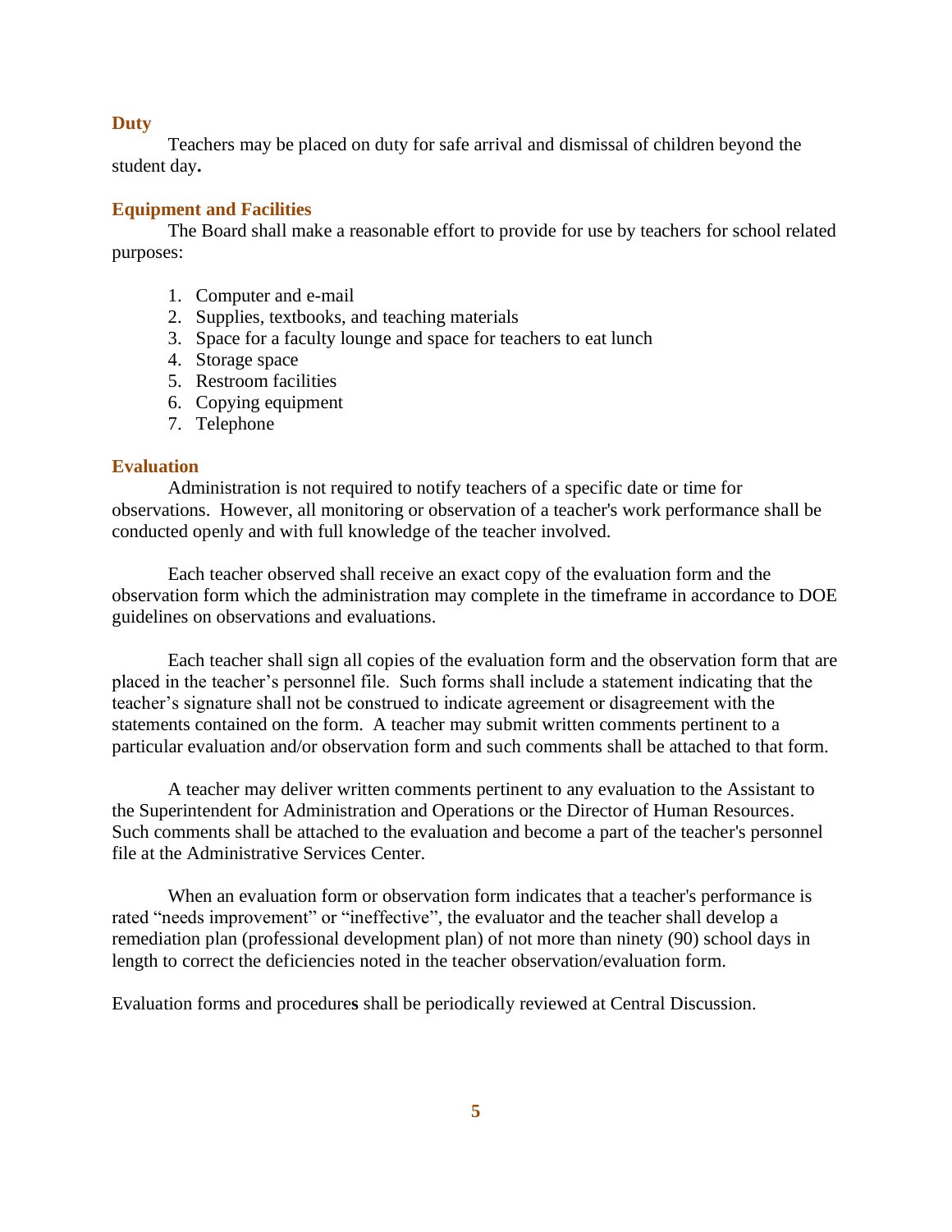## Duty

Teachers may be placed on duty for safe arrival and dismissal of children beyond the student day**.**

## Equipment and Facilities

The Board shall make a reasonable effort to provide for use by teachers for school related purposes:

1. Computer and e-mail
2. Supplies, textbooks, and teaching materials
3. Space for a faculty lounge and space for teachers to eat lunch
4. Storage space
5. Restroom facilities
6. Copying equipment
7. Telephone

## Evaluation

Administration is not required to notify teachers of a specific date or time for observations. However, all monitoring or observation of a teacher's work performance shall be conducted openly and with full knowledge of the teacher involved.

Each teacher observed shall receive an exact copy of the evaluation form and the observation form which the administration may complete in the timeframe in accordance to DOE guidelines on observations and evaluations.

Each teacher shall sign all copies of the evaluation form and the observation form that are placed in the teacher's personnel file. Such forms shall include a statement indicating that the teacher's signature shall not be construed to indicate agreement or disagreement with the statements contained on the form. A teacher may submit written comments pertinent to a particular evaluation and/or observation form and such comments shall be attached to that form.

A teacher may deliver written comments pertinent to any evaluation to the Assistant to the Superintendent for Administration and Operations or the Director of Human Resources. Such comments shall be attached to the evaluation and become a part of the teacher's personnel file at the Administrative Services Center.

When an evaluation form or observation form indicates that a teacher's performance is rated "needs improvement" or "ineffective", the evaluator and the teacher shall develop a remediation plan (professional development plan) of not more than ninety (90) school days in length to correct the deficiencies noted in the teacher observation/evaluation form.

Evaluation forms and procedure**s** shall be periodically reviewed at Central Discussion.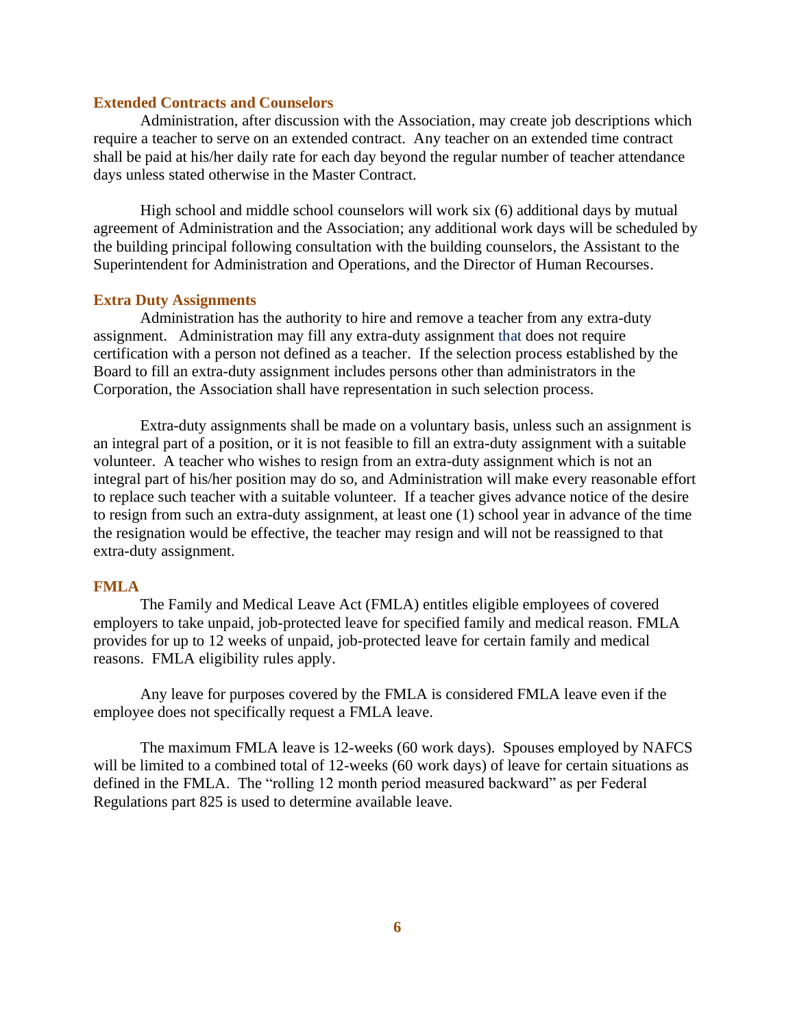### Extended Contracts and Counselors

Administration, after discussion with the Association, may create job descriptions which require a teacher to serve on an extended contract. Any teacher on an extended time contract shall be paid at his/her daily rate for each day beyond the regular number of teacher attendance days unless stated otherwise in the Master Contract.

High school and middle school counselors will work six (6) additional days by mutual agreement of Administration and the Association; any additional work days will be scheduled by the building principal following consultation with the building counselors, the Assistant to the Superintendent for Administration and Operations, and the Director of Human Recourses.

### Extra Duty Assignments

Administration has the authority to hire and remove a teacher from any extra-duty assignment. Administration may fill any extra-duty assignment that does not require certification with a person not defined as a teacher. If the selection process established by the Board to fill an extra-duty assignment includes persons other than administrators in the Corporation, the Association shall have representation in such selection process.

Extra-duty assignments shall be made on a voluntary basis, unless such an assignment is an integral part of a position, or it is not feasible to fill an extra-duty assignment with a suitable volunteer. A teacher who wishes to resign from an extra-duty assignment which is not an integral part of his/her position may do so, and Administration will make every reasonable effort to replace such teacher with a suitable volunteer. If a teacher gives advance notice of the desire to resign from such an extra-duty assignment, at least one (1) school year in advance of the time the resignation would be effective, the teacher may resign and will not be reassigned to that extra-duty assignment.

### FMLA

The Family and Medical Leave Act (FMLA) entitles eligible employees of covered employers to take unpaid, job-protected leave for specified family and medical reason. FMLA provides for up to 12 weeks of unpaid, job-protected leave for certain family and medical reasons. FMLA eligibility rules apply.

Any leave for purposes covered by the FMLA is considered FMLA leave even if the employee does not specifically request a FMLA leave.

The maximum FMLA leave is 12-weeks (60 work days). Spouses employed by NAFCS will be limited to a combined total of 12-weeks (60 work days) of leave for certain situations as defined in the FMLA. The "rolling 12 month period measured backward" as per Federal Regulations part 825 is used to determine available leave.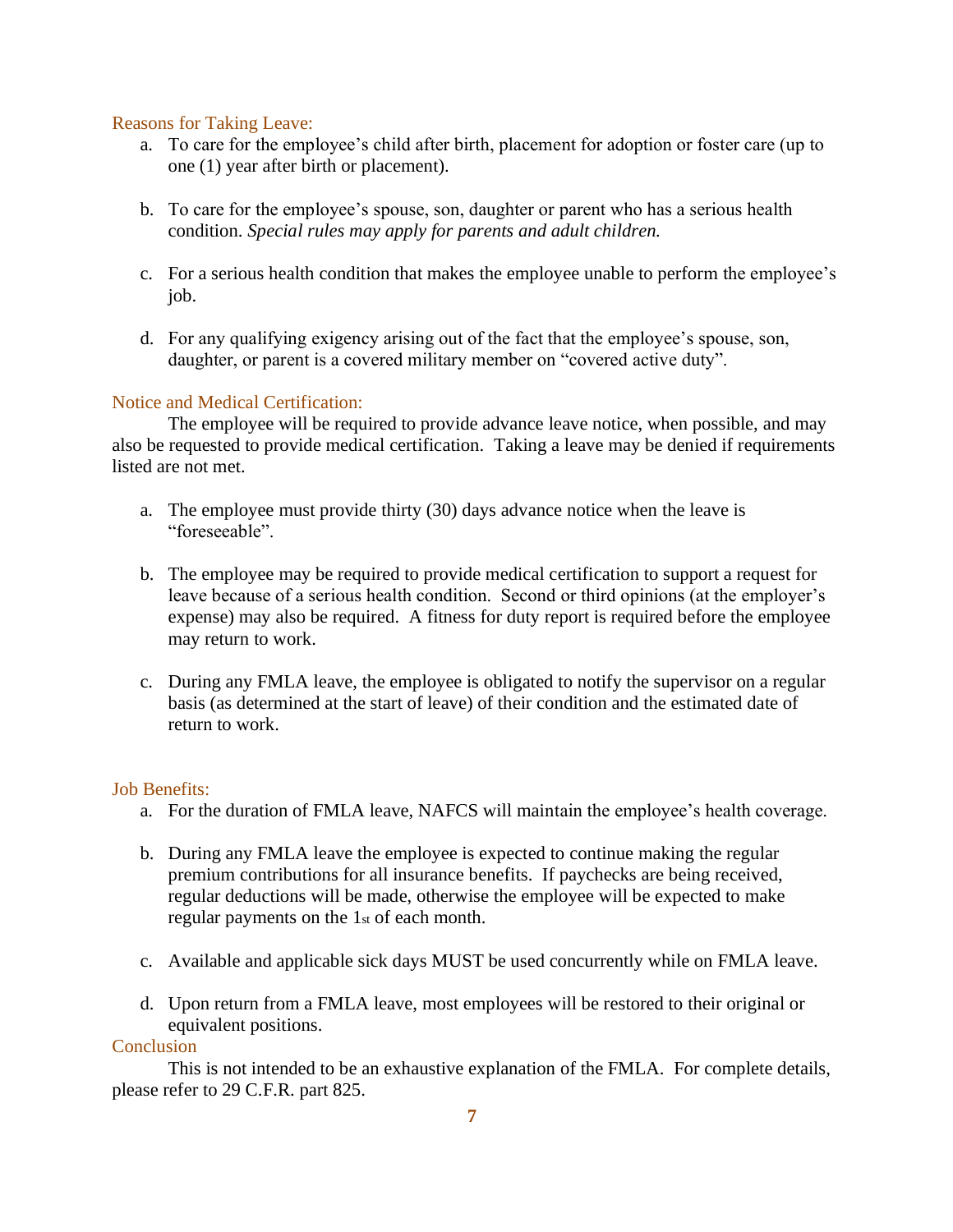### Reasons for Taking Leave:

a. To care for the employee's child after birth, placement for adoption or foster care (up to one (1) year after birth or placement).

b. To care for the employee's spouse, son, daughter or parent who has a serious health condition. *Special rules may apply for parents and adult children.*

c. For a serious health condition that makes the employee unable to perform the employee's job.

d. For any qualifying exigency arising out of the fact that the employee's spouse, son, daughter, or parent is a covered military member on "covered active duty".

### Notice and Medical Certification:

The employee will be required to provide advance leave notice, when possible, and may also be requested to provide medical certification. Taking a leave may be denied if requirements listed are not met.

a. The employee must provide thirty (30) days advance notice when the leave is "foreseeable".

b. The employee may be required to provide medical certification to support a request for leave because of a serious health condition. Second or third opinions (at the employer's expense) may also be required. A fitness for duty report is required before the employee may return to work.

c. During any FMLA leave, the employee is obligated to notify the supervisor on a regular basis (as determined at the start of leave) of their condition and the estimated date of return to work.

### Job Benefits:

a. For the duration of FMLA leave, NAFCS will maintain the employee's health coverage.

b. During any FMLA leave the employee is expected to continue making the regular premium contributions for all insurance benefits. If paychecks are being received, regular deductions will be made, otherwise the employee will be expected to make regular payments on the 1st of each month.

c. Available and applicable sick days MUST be used concurrently while on FMLA leave.

d. Upon return from a FMLA leave, most employees will be restored to their original or equivalent positions.

### Conclusion

This is not intended to be an exhaustive explanation of the FMLA. For complete details, please refer to 29 C.F.R. part 825.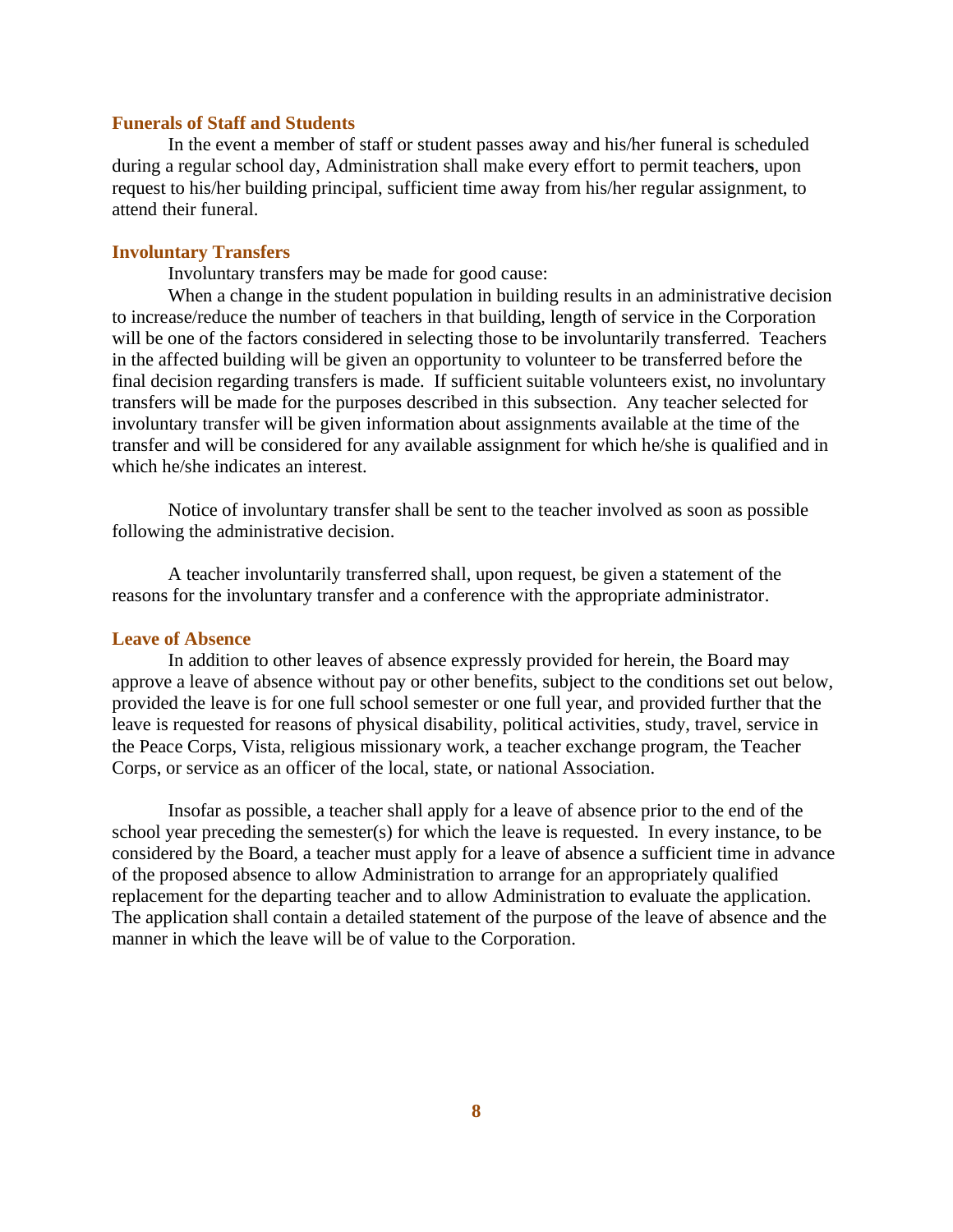### Funerals of Staff and Students

In the event a member of staff or student passes away and his/her funeral is scheduled during a regular school day, Administration shall make every effort to permit teachers, upon request to his/her building principal, sufficient time away from his/her regular assignment, to attend their funeral.

### Involuntary Transfers

Involuntary transfers may be made for good cause:

When a change in the student population in building results in an administrative decision to increase/reduce the number of teachers in that building, length of service in the Corporation will be one of the factors considered in selecting those to be involuntarily transferred. Teachers in the affected building will be given an opportunity to volunteer to be transferred before the final decision regarding transfers is made. If sufficient suitable volunteers exist, no involuntary transfers will be made for the purposes described in this subsection. Any teacher selected for involuntary transfer will be given information about assignments available at the time of the transfer and will be considered for any available assignment for which he/she is qualified and in which he/she indicates an interest.

Notice of involuntary transfer shall be sent to the teacher involved as soon as possible following the administrative decision.

A teacher involuntarily transferred shall, upon request, be given a statement of the reasons for the involuntary transfer and a conference with the appropriate administrator.

### Leave of Absence

In addition to other leaves of absence expressly provided for herein, the Board may approve a leave of absence without pay or other benefits, subject to the conditions set out below, provided the leave is for one full school semester or one full year, and provided further that the leave is requested for reasons of physical disability, political activities, study, travel, service in the Peace Corps, Vista, religious missionary work, a teacher exchange program, the Teacher Corps, or service as an officer of the local, state, or national Association.

Insofar as possible, a teacher shall apply for a leave of absence prior to the end of the school year preceding the semester(s) for which the leave is requested. In every instance, to be considered by the Board, a teacher must apply for a leave of absence a sufficient time in advance of the proposed absence to allow Administration to arrange for an appropriately qualified replacement for the departing teacher and to allow Administration to evaluate the application. The application shall contain a detailed statement of the purpose of the leave of absence and the manner in which the leave will be of value to the Corporation.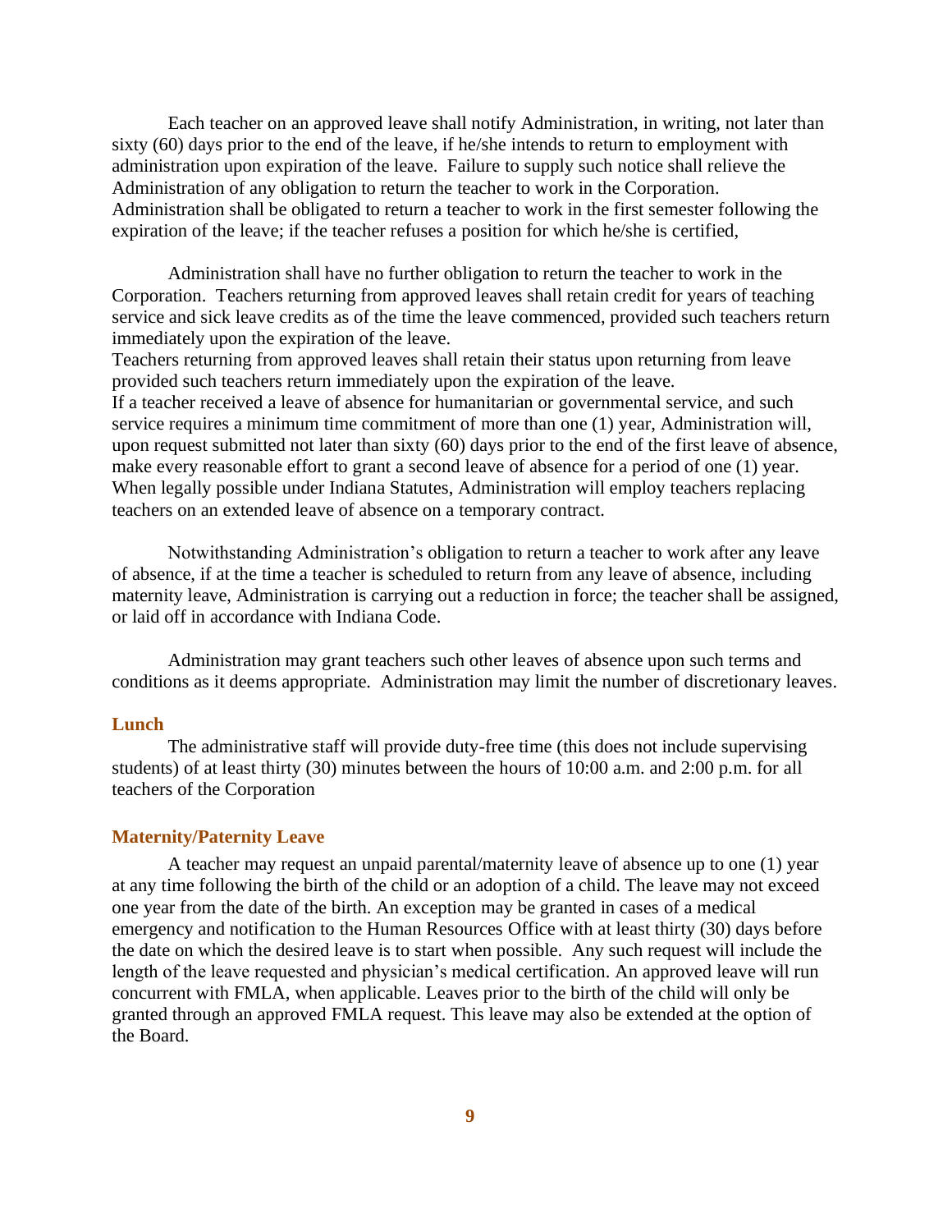Each teacher on an approved leave shall notify Administration, in writing, not later than sixty (60) days prior to the end of the leave, if he/she intends to return to employment with administration upon expiration of the leave. Failure to supply such notice shall relieve the Administration of any obligation to return the teacher to work in the Corporation. Administration shall be obligated to return a teacher to work in the first semester following the expiration of the leave; if the teacher refuses a position for which he/she is certified,

Administration shall have no further obligation to return the teacher to work in the Corporation. Teachers returning from approved leaves shall retain credit for years of teaching service and sick leave credits as of the time the leave commenced, provided such teachers return immediately upon the expiration of the leave.
Teachers returning from approved leaves shall retain their status upon returning from leave provided such teachers return immediately upon the expiration of the leave.
If a teacher received a leave of absence for humanitarian or governmental service, and such service requires a minimum time commitment of more than one (1) year, Administration will, upon request submitted not later than sixty (60) days prior to the end of the first leave of absence, make every reasonable effort to grant a second leave of absence for a period of one (1) year. When legally possible under Indiana Statutes, Administration will employ teachers replacing teachers on an extended leave of absence on a temporary contract.

Notwithstanding Administration's obligation to return a teacher to work after any leave of absence, if at the time a teacher is scheduled to return from any leave of absence, including maternity leave, Administration is carrying out a reduction in force; the teacher shall be assigned, or laid off in accordance with Indiana Code.

Administration may grant teachers such other leaves of absence upon such terms and conditions as it deems appropriate. Administration may limit the number of discretionary leaves.

### Lunch

The administrative staff will provide duty-free time (this does not include supervising students) of at least thirty (30) minutes between the hours of 10:00 a.m. and 2:00 p.m. for all teachers of the Corporation

### Maternity/Paternity Leave

A teacher may request an unpaid parental/maternity leave of absence up to one (1) year at any time following the birth of the child or an adoption of a child. The leave may not exceed one year from the date of the birth. An exception may be granted in cases of a medical emergency and notification to the Human Resources Office with at least thirty (30) days before the date on which the desired leave is to start when possible. Any such request will include the length of the leave requested and physician's medical certification. An approved leave will run concurrent with FMLA, when applicable. Leaves prior to the birth of the child will only be granted through an approved FMLA request. This leave may also be extended at the option of the Board.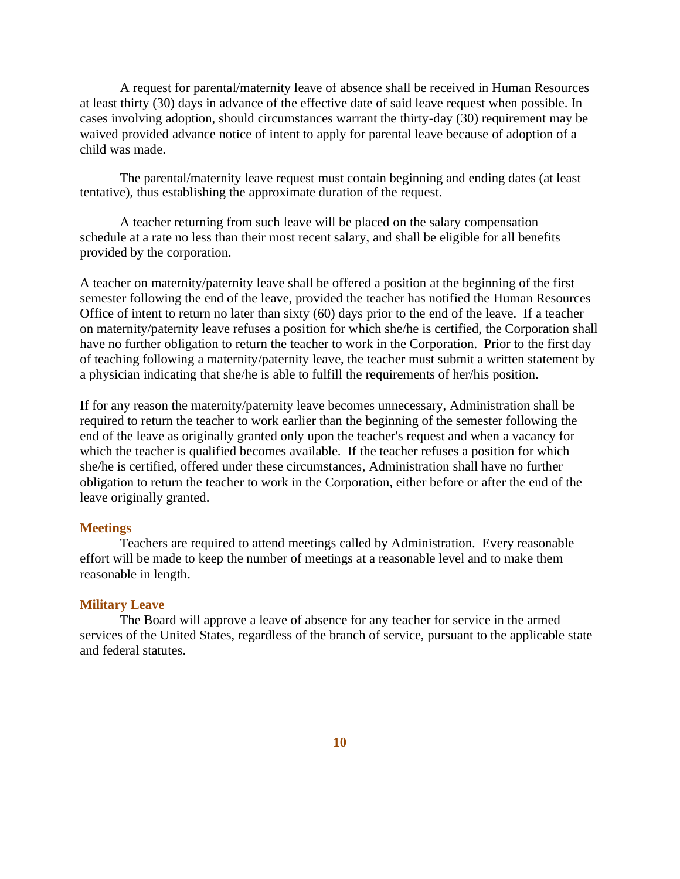A request for parental/maternity leave of absence shall be received in Human Resources at least thirty (30) days in advance of the effective date of said leave request when possible. In cases involving adoption, should circumstances warrant the thirty-day (30) requirement may be waived provided advance notice of intent to apply for parental leave because of adoption of a child was made.

The parental/maternity leave request must contain beginning and ending dates (at least tentative), thus establishing the approximate duration of the request.

A teacher returning from such leave will be placed on the salary compensation schedule at a rate no less than their most recent salary, and shall be eligible for all benefits provided by the corporation.

A teacher on maternity/paternity leave shall be offered a position at the beginning of the first semester following the end of the leave, provided the teacher has notified the Human Resources Office of intent to return no later than sixty (60) days prior to the end of the leave. If a teacher on maternity/paternity leave refuses a position for which she/he is certified, the Corporation shall have no further obligation to return the teacher to work in the Corporation. Prior to the first day of teaching following a maternity/paternity leave, the teacher must submit a written statement by a physician indicating that she/he is able to fulfill the requirements of her/his position.

If for any reason the maternity/paternity leave becomes unnecessary, Administration shall be required to return the teacher to work earlier than the beginning of the semester following the end of the leave as originally granted only upon the teacher's request and when a vacancy for which the teacher is qualified becomes available. If the teacher refuses a position for which she/he is certified, offered under these circumstances, Administration shall have no further obligation to return the teacher to work in the Corporation, either before or after the end of the leave originally granted.

### Meetings

Teachers are required to attend meetings called by Administration. Every reasonable effort will be made to keep the number of meetings at a reasonable level and to make them reasonable in length.

### Military Leave

The Board will approve a leave of absence for any teacher for service in the armed services of the United States, regardless of the branch of service, pursuant to the applicable state and federal statutes.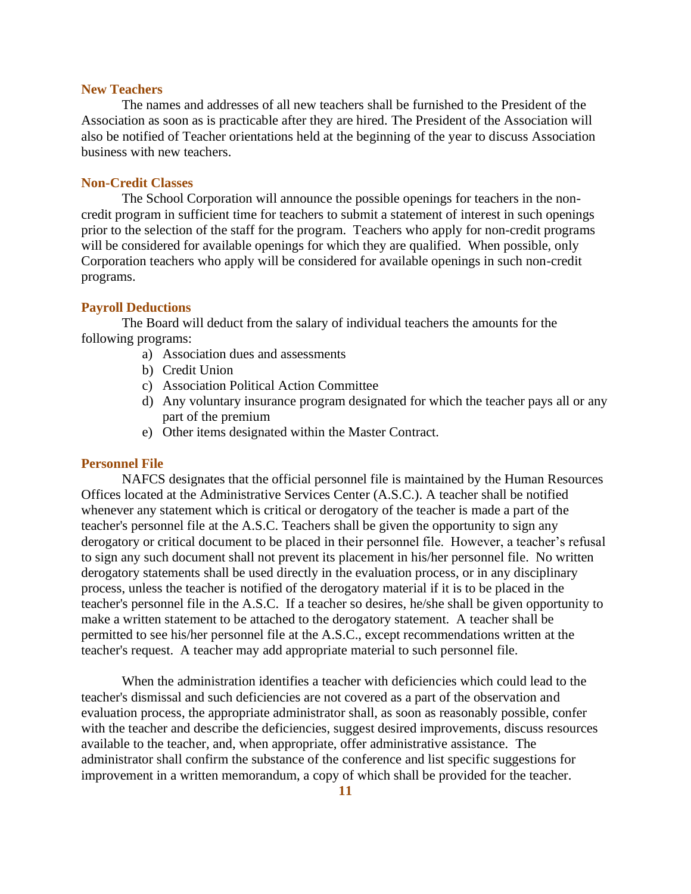### New Teachers

The names and addresses of all new teachers shall be furnished to the President of the Association as soon as is practicable after they are hired. The President of the Association will also be notified of Teacher orientations held at the beginning of the year to discuss Association business with new teachers.

### Non-Credit Classes

The School Corporation will announce the possible openings for teachers in the non-credit program in sufficient time for teachers to submit a statement of interest in such openings prior to the selection of the staff for the program. Teachers who apply for non-credit programs will be considered for available openings for which they are qualified. When possible, only Corporation teachers who apply will be considered for available openings in such non-credit programs.

### Payroll Deductions

The Board will deduct from the salary of individual teachers the amounts for the following programs:

a) Association dues and assessments
b) Credit Union
c) Association Political Action Committee
d) Any voluntary insurance program designated for which the teacher pays all or any part of the premium
e) Other items designated within the Master Contract.

### Personnel File

NAFCS designates that the official personnel file is maintained by the Human Resources Offices located at the Administrative Services Center (A.S.C.). A teacher shall be notified whenever any statement which is critical or derogatory of the teacher is made a part of the teacher's personnel file at the A.S.C. Teachers shall be given the opportunity to sign any derogatory or critical document to be placed in their personnel file. However, a teacher's refusal to sign any such document shall not prevent its placement in his/her personnel file. No written derogatory statements shall be used directly in the evaluation process, or in any disciplinary process, unless the teacher is notified of the derogatory material if it is to be placed in the teacher's personnel file in the A.S.C. If a teacher so desires, he/she shall be given opportunity to make a written statement to be attached to the derogatory statement. A teacher shall be permitted to see his/her personnel file at the A.S.C., except recommendations written at the teacher's request. A teacher may add appropriate material to such personnel file.

When the administration identifies a teacher with deficiencies which could lead to the teacher's dismissal and such deficiencies are not covered as a part of the observation and evaluation process, the appropriate administrator shall, as soon as reasonably possible, confer with the teacher and describe the deficiencies, suggest desired improvements, discuss resources available to the teacher, and, when appropriate, offer administrative assistance. The administrator shall confirm the substance of the conference and list specific suggestions for improvement in a written memorandum, a copy of which shall be provided for the teacher.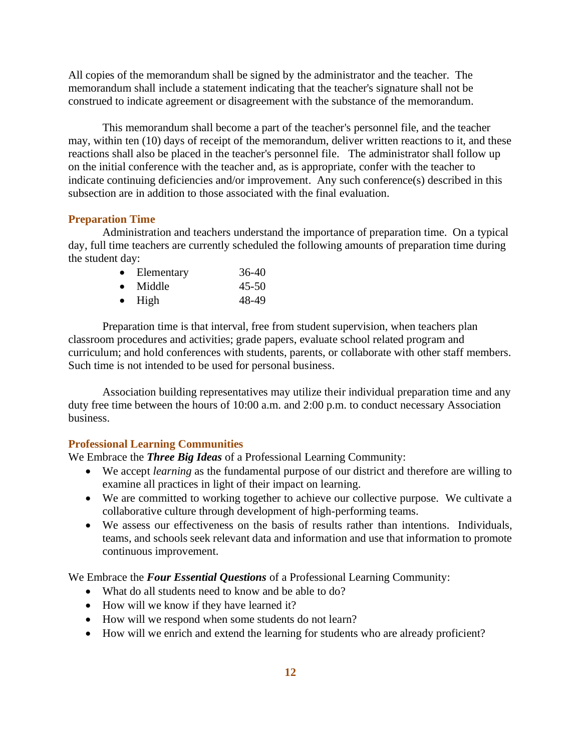All copies of the memorandum shall be signed by the administrator and the teacher. The memorandum shall include a statement indicating that the teacher's signature shall not be construed to indicate agreement or disagreement with the substance of the memorandum.

This memorandum shall become a part of the teacher's personnel file, and the teacher may, within ten (10) days of receipt of the memorandum, deliver written reactions to it, and these reactions shall also be placed in the teacher's personnel file. The administrator shall follow up on the initial conference with the teacher and, as is appropriate, confer with the teacher to indicate continuing deficiencies and/or improvement. Any such conference(s) described in this subsection are in addition to those associated with the final evaluation.

### Preparation Time

Administration and teachers understand the importance of preparation time. On a typical day, full time teachers are currently scheduled the following amounts of preparation time during the student day:

- Elementary 36-40
- Middle 45-50
- High 48-49

Preparation time is that interval, free from student supervision, when teachers plan classroom procedures and activities; grade papers, evaluate school related program and curriculum; and hold conferences with students, parents, or collaborate with other staff members. Such time is not intended to be used for personal business.

Association building representatives may utilize their individual preparation time and any duty free time between the hours of 10:00 a.m. and 2:00 p.m. to conduct necessary Association business.

### Professional Learning Communities

We Embrace the ***Three Big Ideas*** of a Professional Learning Community:

- We accept *learning* as the fundamental purpose of our district and therefore are willing to examine all practices in light of their impact on learning.
- We are committed to working together to achieve our collective purpose. We cultivate a collaborative culture through development of high-performing teams.
- We assess our effectiveness on the basis of results rather than intentions. Individuals, teams, and schools seek relevant data and information and use that information to promote continuous improvement.

We Embrace the ***Four Essential Questions*** of a Professional Learning Community:

- What do all students need to know and be able to do?
- How will we know if they have learned it?
- How will we respond when some students do not learn?
- How will we enrich and extend the learning for students who are already proficient?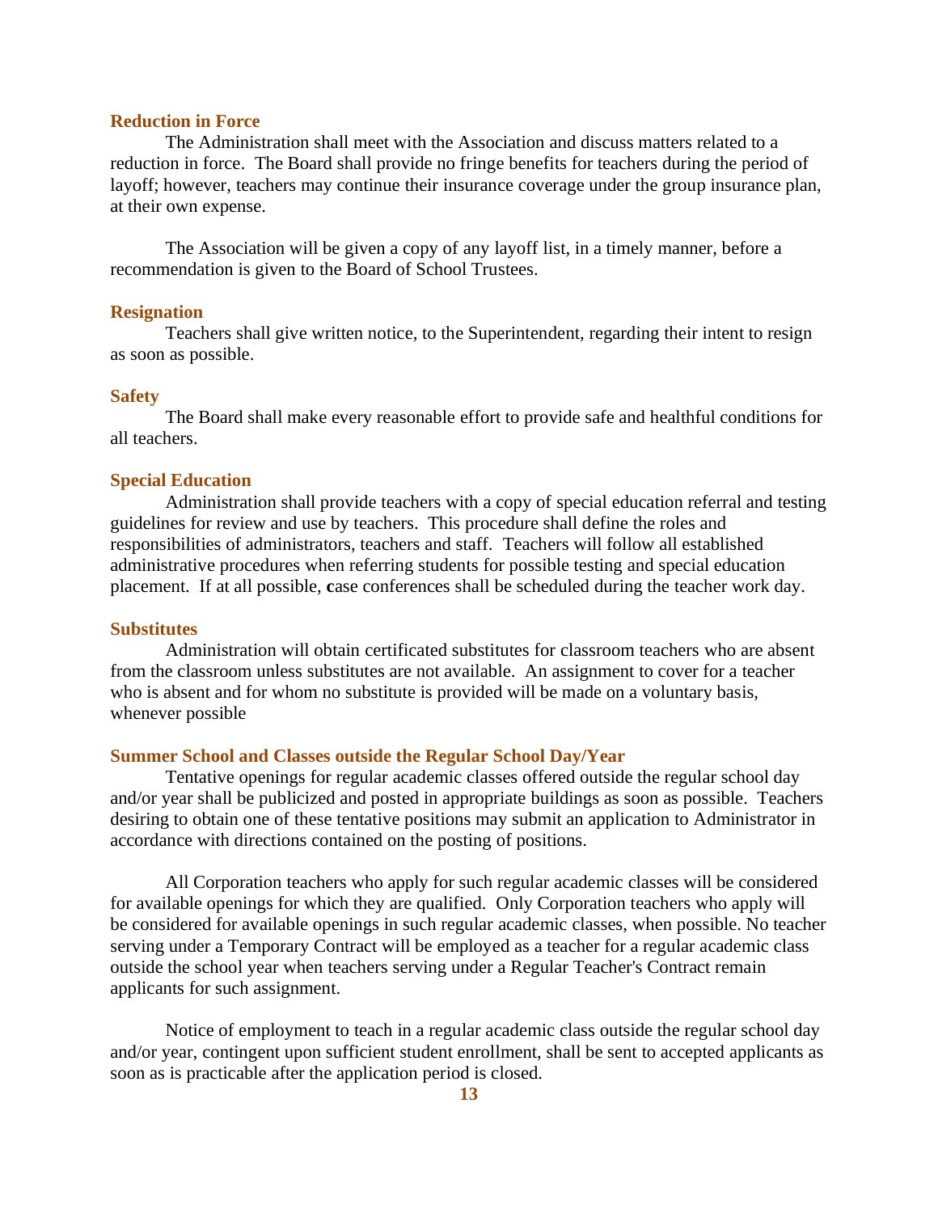### Reduction in Force

The Administration shall meet with the Association and discuss matters related to a reduction in force. The Board shall provide no fringe benefits for teachers during the period of layoff; however, teachers may continue their insurance coverage under the group insurance plan, at their own expense.

The Association will be given a copy of any layoff list, in a timely manner, before a recommendation is given to the Board of School Trustees.

### Resignation

Teachers shall give written notice, to the Superintendent, regarding their intent to resign as soon as possible.

### Safety

The Board shall make every reasonable effort to provide safe and healthful conditions for all teachers.

### Special Education

Administration shall provide teachers with a copy of special education referral and testing guidelines for review and use by teachers. This procedure shall define the roles and responsibilities of administrators, teachers and staff. Teachers will follow all established administrative procedures when referring students for possible testing and special education placement. If at all possible, case conferences shall be scheduled during the teacher work day.

### Substitutes

Administration will obtain certificated substitutes for classroom teachers who are absent from the classroom unless substitutes are not available. An assignment to cover for a teacher who is absent and for whom no substitute is provided will be made on a voluntary basis, whenever possible

### Summer School and Classes outside the Regular School Day/Year

Tentative openings for regular academic classes offered outside the regular school day and/or year shall be publicized and posted in appropriate buildings as soon as possible. Teachers desiring to obtain one of these tentative positions may submit an application to Administrator in accordance with directions contained on the posting of positions.

All Corporation teachers who apply for such regular academic classes will be considered for available openings for which they are qualified. Only Corporation teachers who apply will be considered for available openings in such regular academic classes, when possible. No teacher serving under a Temporary Contract will be employed as a teacher for a regular academic class outside the school year when teachers serving under a Regular Teacher's Contract remain applicants for such assignment.

Notice of employment to teach in a regular academic class outside the regular school day and/or year, contingent upon sufficient student enrollment, shall be sent to accepted applicants as soon as is practicable after the application period is closed.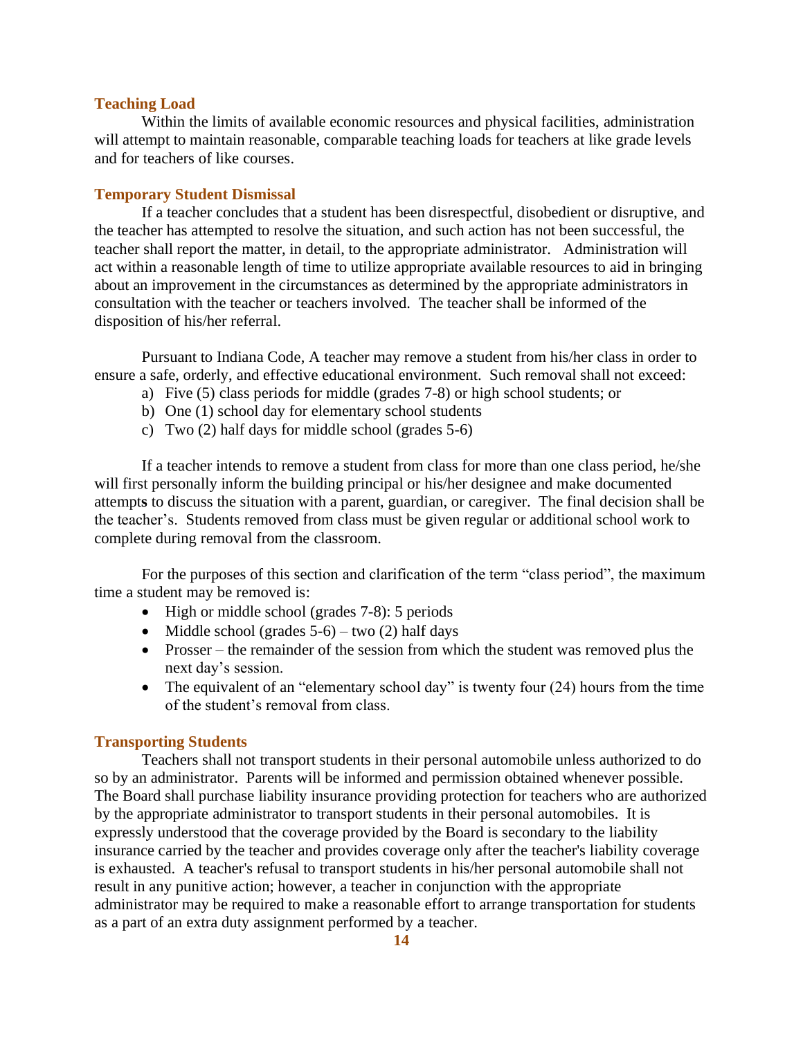### Teaching Load

Within the limits of available economic resources and physical facilities, administration will attempt to maintain reasonable, comparable teaching loads for teachers at like grade levels and for teachers of like courses.

### Temporary Student Dismissal

If a teacher concludes that a student has been disrespectful, disobedient or disruptive, and the teacher has attempted to resolve the situation, and such action has not been successful, the teacher shall report the matter, in detail, to the appropriate administrator. Administration will act within a reasonable length of time to utilize appropriate available resources to aid in bringing about an improvement in the circumstances as determined by the appropriate administrators in consultation with the teacher or teachers involved. The teacher shall be informed of the disposition of his/her referral.

Pursuant to Indiana Code, A teacher may remove a student from his/her class in order to ensure a safe, orderly, and effective educational environment. Such removal shall not exceed:

a) Five (5) class periods for middle (grades 7-8) or high school students; or
b) One (1) school day for elementary school students
c) Two (2) half days for middle school (grades 5-6)

If a teacher intends to remove a student from class for more than one class period, he/she will first personally inform the building principal or his/her designee and make documented attempts to discuss the situation with a parent, guardian, or caregiver. The final decision shall be the teacher's. Students removed from class must be given regular or additional school work to complete during removal from the classroom.

For the purposes of this section and clarification of the term "class period", the maximum time a student may be removed is:

- High or middle school (grades 7-8): 5 periods
- Middle school (grades 5-6) – two (2) half days
- Prosser – the remainder of the session from which the student was removed plus the next day's session.
- The equivalent of an "elementary school day" is twenty four (24) hours from the time of the student's removal from class.

### Transporting Students

Teachers shall not transport students in their personal automobile unless authorized to do so by an administrator. Parents will be informed and permission obtained whenever possible. The Board shall purchase liability insurance providing protection for teachers who are authorized by the appropriate administrator to transport students in their personal automobiles. It is expressly understood that the coverage provided by the Board is secondary to the liability insurance carried by the teacher and provides coverage only after the teacher's liability coverage is exhausted. A teacher's refusal to transport students in his/her personal automobile shall not result in any punitive action; however, a teacher in conjunction with the appropriate administrator may be required to make a reasonable effort to arrange transportation for students as a part of an extra duty assignment performed by a teacher.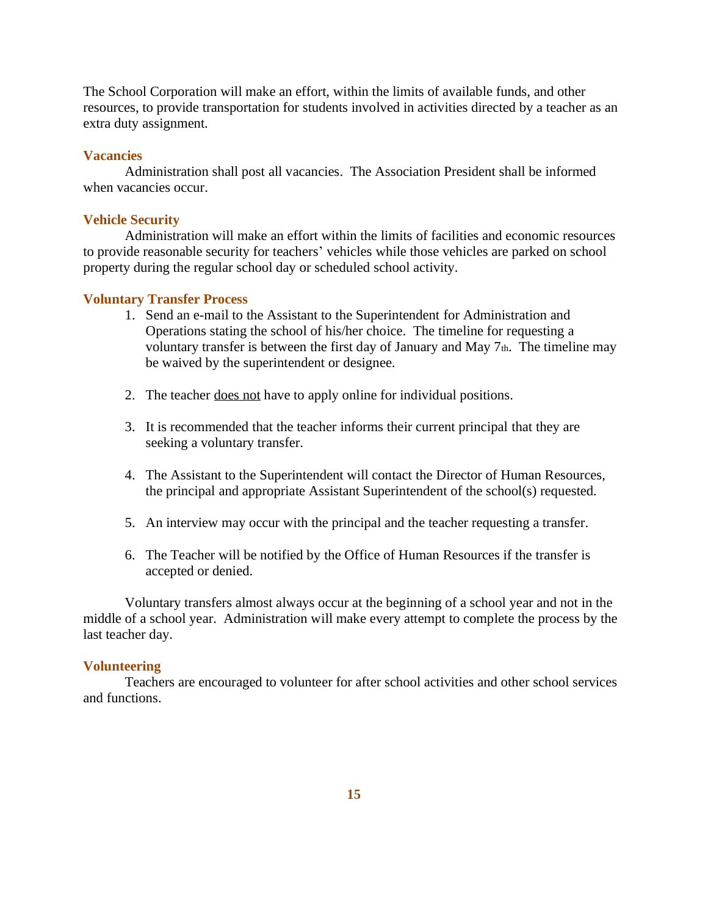The School Corporation will make an effort, within the limits of available funds, and other resources, to provide transportation for students involved in activities directed by a teacher as an extra duty assignment.

### Vacancies

Administration shall post all vacancies. The Association President shall be informed when vacancies occur.

### Vehicle Security

Administration will make an effort within the limits of facilities and economic resources to provide reasonable security for teachers' vehicles while those vehicles are parked on school property during the regular school day or scheduled school activity.

### Voluntary Transfer Process

1. Send an e-mail to the Assistant to the Superintendent for Administration and Operations stating the school of his/her choice. The timeline for requesting a voluntary transfer is between the first day of January and May 7th. The timeline may be waived by the superintendent or designee.

2. The teacher <u>does not</u> have to apply online for individual positions.

3. It is recommended that the teacher informs their current principal that they are seeking a voluntary transfer.

4. The Assistant to the Superintendent will contact the Director of Human Resources, the principal and appropriate Assistant Superintendent of the school(s) requested.

5. An interview may occur with the principal and the teacher requesting a transfer.

6. The Teacher will be notified by the Office of Human Resources if the transfer is accepted or denied.

Voluntary transfers almost always occur at the beginning of a school year and not in the middle of a school year. Administration will make every attempt to complete the process by the last teacher day.

### Volunteering

Teachers are encouraged to volunteer for after school activities and other school services and functions.